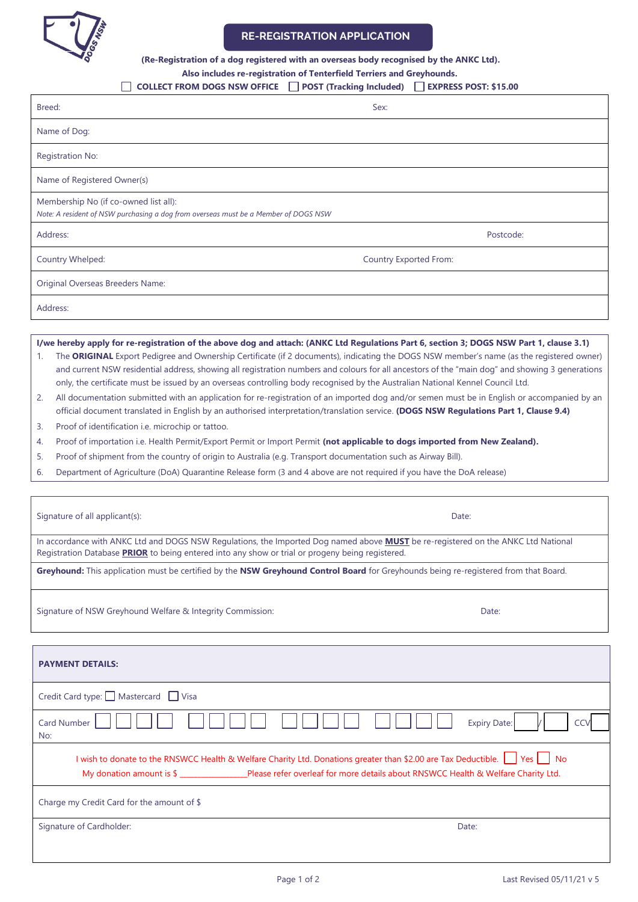# RE-REGISTRATION APPLICATION

**(Re-Registration of a dog registered with an overseas body recognised by the ANKC Ltd).**

**Also includes re-registration of Tenterfield Terriers and Greyhounds.**

☐ **COLLECT FROM DOGS NSW OFFICE** ☐ **POST (Tracking Included)** ☐ **EXPRESS POST: $15.00**

| | |
|---|---|
| Breed: | Sex: |
| Name of Dog: | |
| Registration No: | |
| Name of Registered Owner(s) | |
| Membership No (if co-owned list all): *Note: A resident of NSW purchasing a dog from overseas must be a Member of DOGS NSW* | |
| Address: | Postcode: |
| Country Whelped: | Country Exported From: |
| Original Overseas Breeders Name: | |
| Address: | |

**I/we hereby apply for re-registration of the above dog and attach: (ANKC Ltd Regulations Part 6, section 3; DOGS NSW Part 1, clause 3.1)**

1. The **ORIGINAL** Export Pedigree and Ownership Certificate (if 2 documents), indicating the DOGS NSW member's name (as the registered owner) and current NSW residential address, showing all registration numbers and colours for all ancestors of the "main dog" and showing 3 generations only, the certificate must be issued by an overseas controlling body recognised by the Australian National Kennel Council Ltd.
2. All documentation submitted with an application for re-registration of an imported dog and/or semen must be in English or accompanied by an official document translated in English by an authorised interpretation/translation service. **(DOGS NSW Regulations Part 1, Clause 9.4)**
3. Proof of identification i.e. microchip or tattoo.
4. Proof of importation i.e. Health Permit/Export Permit or Import Permit **(not applicable to dogs imported from New Zealand).**
5. Proof of shipment from the country of origin to Australia (e.g. Transport documentation such as Airway Bill).
6. Department of Agriculture (DoA) Quarantine Release form (3 and 4 above are not required if you have the DoA release)

| | |
|---|---|
| Signature of all applicant(s): | Date: |

In accordance with ANKC Ltd and DOGS NSW Regulations, the Imported Dog named above **MUST** be re-registered on the ANKC Ltd National Registration Database **PRIOR** to being entered into any show or trial or progeny being registered.

**Greyhound:** This application must be certified by the **NSW Greyhound Control Board** for Greyhounds being re-registered from that Board.

| | |
|---|---|
| Signature of NSW Greyhound Welfare & Integrity Commission: | Date: |

**PAYMENT DETAILS:**

Credit Card type: ☐ Mastercard ☐ Visa

Card Number No: ☐☐☐☐ ☐☐☐☐ ☐☐☐☐ ☐☐☐☐ Expiry Date: ☐/☐ CCV ☐

I wish to donate to the RNSWCC Health & Welfare Charity Ltd. Donations greater than $2.00 are Tax Deductible. ☐ Yes ☐ No

My donation amount is $ _______________ Please refer overleaf for more details about RNSWCC Health & Welfare Charity Ltd.

Charge my Credit Card for the amount of $

| | |
|---|---|
| Signature of Cardholder: | Date: |

Last Revised 05/11/21 v 5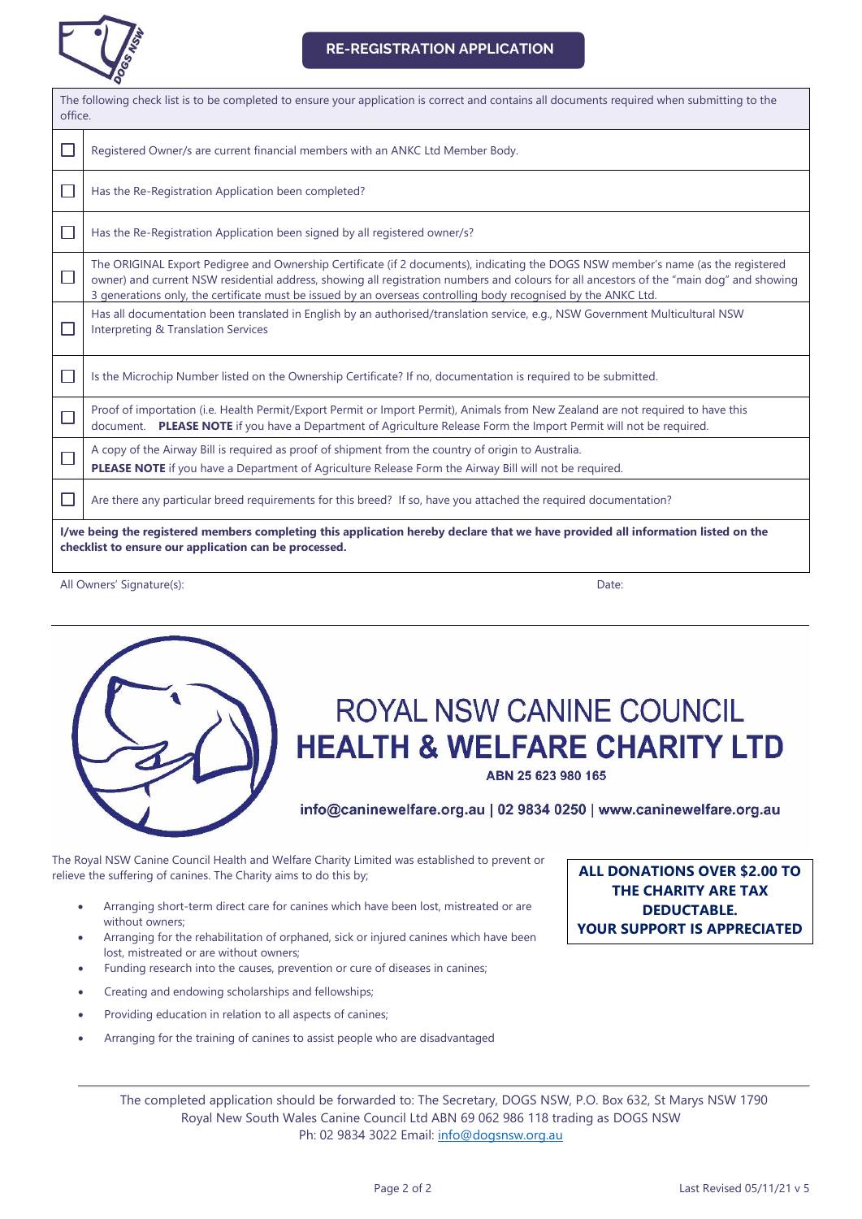## RE-REGISTRATION APPLICATION

| | |
|---|---|
| The following check list is to be completed to ensure your application is correct and contains all documents required when submitting to the office. | |
| ☐ | Registered Owner/s are current financial members with an ANKC Ltd Member Body. |
| ☐ | Has the Re-Registration Application been completed? |
| ☐ | Has the Re-Registration Application been signed by all registered owner/s? |
| ☐ | The ORIGINAL Export Pedigree and Ownership Certificate (if 2 documents), indicating the DOGS NSW member's name (as the registered owner) and current NSW residential address, showing all registration numbers and colours for all ancestors of the "main dog" and showing 3 generations only, the certificate must be issued by an overseas controlling body recognised by the ANKC Ltd. |
| ☐ | Has all documentation been translated in English by an authorised/translation service, e.g., NSW Government Multicultural NSW Interpreting & Translation Services |
| ☐ | Is the Microchip Number listed on the Ownership Certificate? If no, documentation is required to be submitted. |
| ☐ | Proof of importation (i.e. Health Permit/Export Permit or Import Permit), Animals from New Zealand are not required to have this document. **PLEASE NOTE** if you have a Department of Agriculture Release Form the Import Permit will not be required. |
| ☐ | A copy of the Airway Bill is required as proof of shipment from the country of origin to Australia. **PLEASE NOTE** if you have a Department of Agriculture Release Form the Airway Bill will not be required. |
| ☐ | Are there any particular breed requirements for this breed? If so, have you attached the required documentation? |

**I/we being the registered members completing this application hereby declare that we have provided all information listed on the checklist to ensure our application can be processed.**

All Owners' Signature(s): Date:

# ROYAL NSW CANINE COUNCIL HEALTH & WELFARE CHARITY LTD

**ABN 25 623 980 165**

**info@caninewelfare.org.au | 02 9834 0250 | www.caninewelfare.org.au**

The Royal NSW Canine Council Health and Welfare Charity Limited was established to prevent or relieve the suffering of canines. The Charity aims to do this by;

- Arranging short-term direct care for canines which have been lost, mistreated or are without owners;
- Arranging for the rehabilitation of orphaned, sick or injured canines which have been lost, mistreated or are without owners;
- Funding research into the causes, prevention or cure of diseases in canines;
- Creating and endowing scholarships and fellowships;
- Providing education in relation to all aspects of canines;
- Arranging for the training of canines to assist people who are disadvantaged

**ALL DONATIONS OVER $2.00 TO THE CHARITY ARE TAX DEDUCTABLE.
YOUR SUPPORT IS APPRECIATED**

The completed application should be forwarded to: The Secretary, DOGS NSW, P.O. Box 632, St Marys NSW 1790
Royal New South Wales Canine Council Ltd ABN 69 062 986 118 trading as DOGS NSW
Ph: 02 9834 3022 Email: info@dogsnsw.org.au

Last Revised 05/11/21 v 5